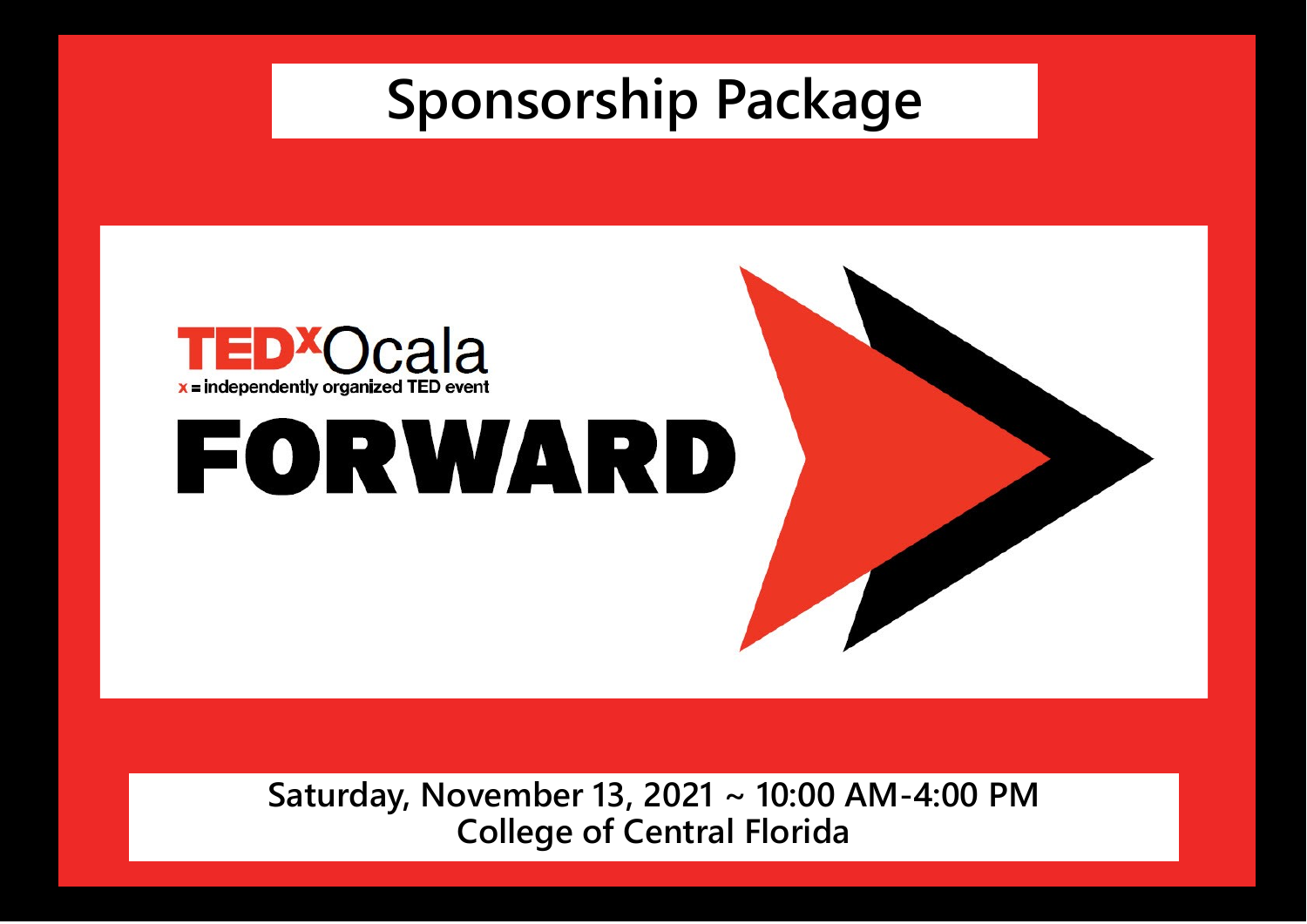# Sponsorship Package

TEDxOcala

x = independently organized TED event

## FORWARD

**Saturday, November 13, 2021 ~ 10:00 AM-4:00 PM**
**College of Central Florida**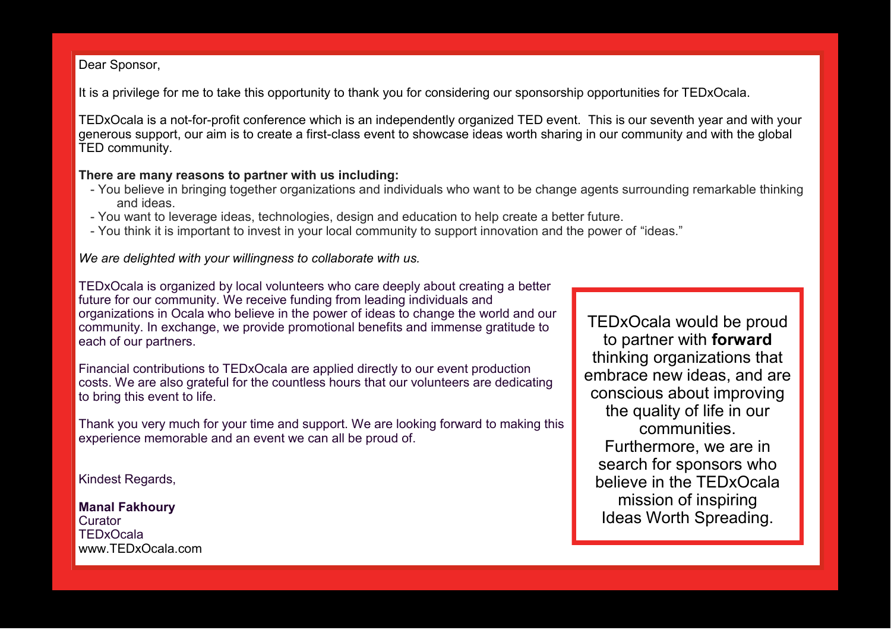Dear Sponsor,

It is a privilege for me to take this opportunity to thank you for considering our sponsorship opportunities for TEDxOcala.

TEDxOcala is a not-for-profit conference which is an independently organized TED event. This is our seventh year and with your generous support, our aim is to create a first-class event to showcase ideas worth sharing in our community and with the global TED community.

**There are many reasons to partner with us including:**

- You believe in bringing together organizations and individuals who want to be change agents surrounding remarkable thinking and ideas.
- You want to leverage ideas, technologies, design and education to help create a better future.
- You think it is important to invest in your local community to support innovation and the power of "ideas."

*We are delighted with your willingness to collaborate with us.*

TEDxOcala is organized by local volunteers who care deeply about creating a better future for our community. We receive funding from leading individuals and organizations in Ocala who believe in the power of ideas to change the world and our community. In exchange, we provide promotional benefits and immense gratitude to each of our partners.

Financial contributions to TEDxOcala are applied directly to our event production costs. We are also grateful for the countless hours that our volunteers are dedicating to bring this event to life.

Thank you very much for your time and support. We are looking forward to making this experience memorable and an event we can all be proud of.

Kindest Regards,

**Manal Fakhoury**
Curator
TEDxOcala
www.TEDxOcala.com

TEDxOcala would be proud to partner with **forward** thinking organizations that embrace new ideas, and are conscious about improving the quality of life in our communities. Furthermore, we are in search for sponsors who believe in the TEDxOcala mission of inspiring Ideas Worth Spreading.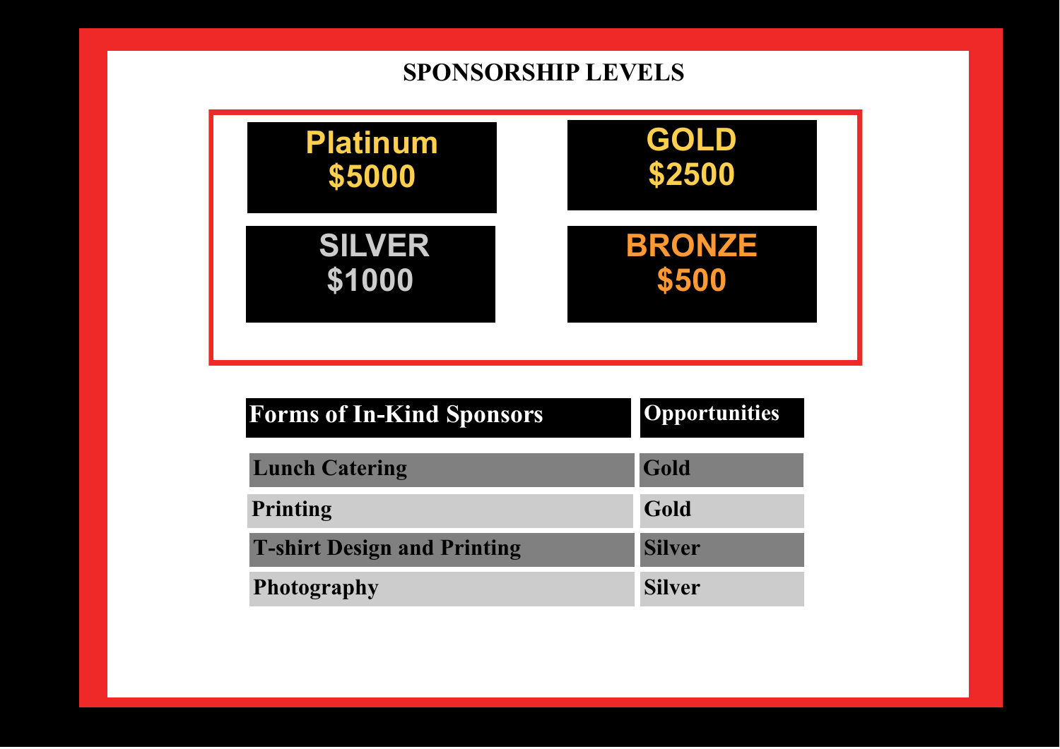# SPONSORSHIP LEVELS

**Platinum**
**$5000**

**GOLD**
**$2500**

**SILVER**
**$1000**

**BRONZE**
**$500**

| Forms of In-Kind Sponsors | Opportunities |
|---|---|
| Lunch Catering | Gold |
| Printing | Gold |
| T-shirt Design and Printing | Silver |
| Photography | Silver |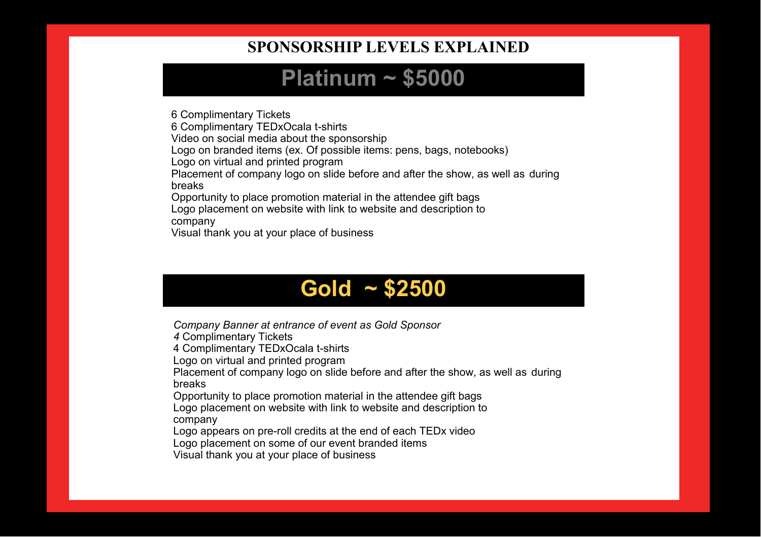# SPONSORSHIP LEVELS EXPLAINED

## Platinum ~ $5000

6 Complimentary Tickets
6 Complimentary TEDxOcala t-shirts
Video on social media about the sponsorship
Logo on branded items (ex. Of possible items: pens, bags, notebooks)
Logo on virtual and printed program
Placement of company logo on slide before and after the show, as well as during breaks
Opportunity to place promotion material in the attendee gift bags
Logo placement on website with link to website and description to company
Visual thank you at your place of business

## Gold ~ $2500

*Company Banner at entrance of event as Gold Sponsor*
*4* Complimentary Tickets
4 Complimentary TEDxOcala t-shirts
Logo on virtual and printed program
Placement of company logo on slide before and after the show, as well as during breaks
Opportunity to place promotion material in the attendee gift bags
Logo placement on website with link to website and description to company
Logo appears on pre-roll credits at the end of each TEDx video
Logo placement on some of our event branded items
Visual thank you at your place of business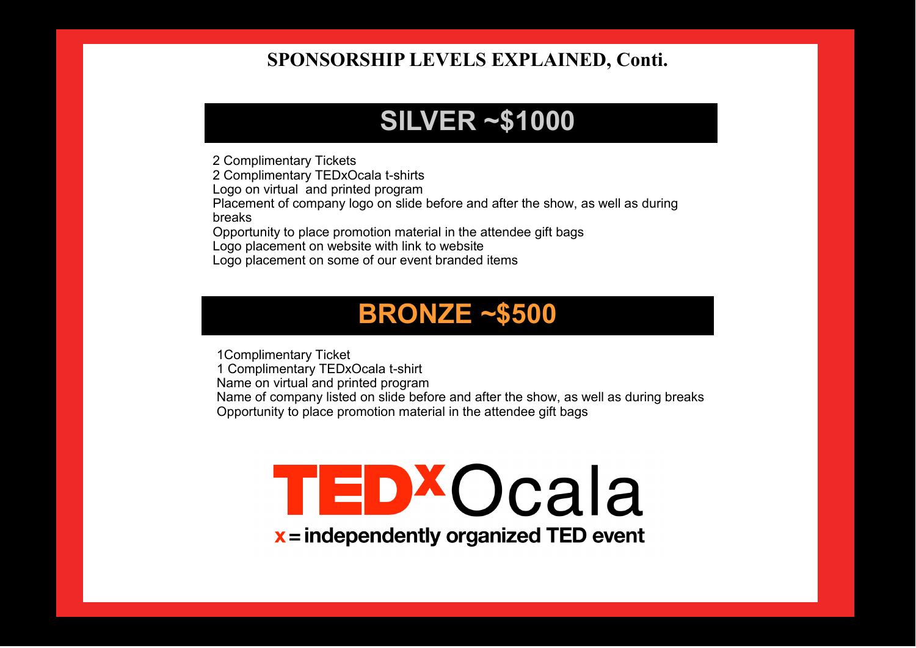# SPONSORSHIP LEVELS EXPLAINED, Conti.

## SILVER ~$1000

2 Complimentary Tickets
2 Complimentary TEDxOcala t-shirts
Logo on virtual and printed program
Placement of company logo on slide before and after the show, as well as during breaks
Opportunity to place promotion material in the attendee gift bags
Logo placement on website with link to website
Logo placement on some of our event branded items

## BRONZE ~$500

1Complimentary Ticket
1 Complimentary TEDxOcala t-shirt
Name on virtual and printed program
Name of company listed on slide before and after the show, as well as during breaks
Opportunity to place promotion material in the attendee gift bags

TEDxOcala
x = independently organized TED event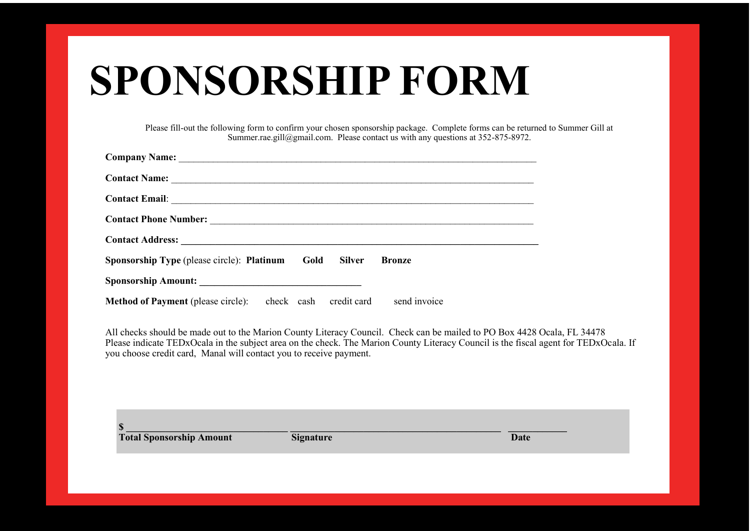# SPONSORSHIP FORM

Please fill-out the following form to confirm your chosen sponsorship package. Complete forms can be returned to Summer Gill at Summer.rae.gill@gmail.com. Please contact us with any questions at 352-875-8972.

**Company Name:** ___________________________________________________________________________

**Contact Name:** ___________________________________________________________________________

**Contact Email**: ___________________________________________________________________________

**Contact Phone Number:** ____________________________________________________________________

**Contact Address:** ___________________________________________________________________________

**Sponsorship Type** (please circle): **Platinum** **Gold** **Silver** **Bronze**

**Sponsorship Amount:** _________________________________

**Method of Payment** (please circle): check cash credit card send invoice

All checks should be made out to the Marion County Literacy Council. Check can be mailed to PO Box 4428 Ocala, FL 34478 Please indicate TEDxOcala in the subject area on the check. The Marion County Literacy Council is the fiscal agent for TEDxOcala. If you choose credit card, Manal will contact you to receive payment.

| | | |
|---|---|---|
| **$** _________________________________ | _________________________________________ | ____________ |
| **Total Sponsorship Amount** | **Signature** | **Date** |